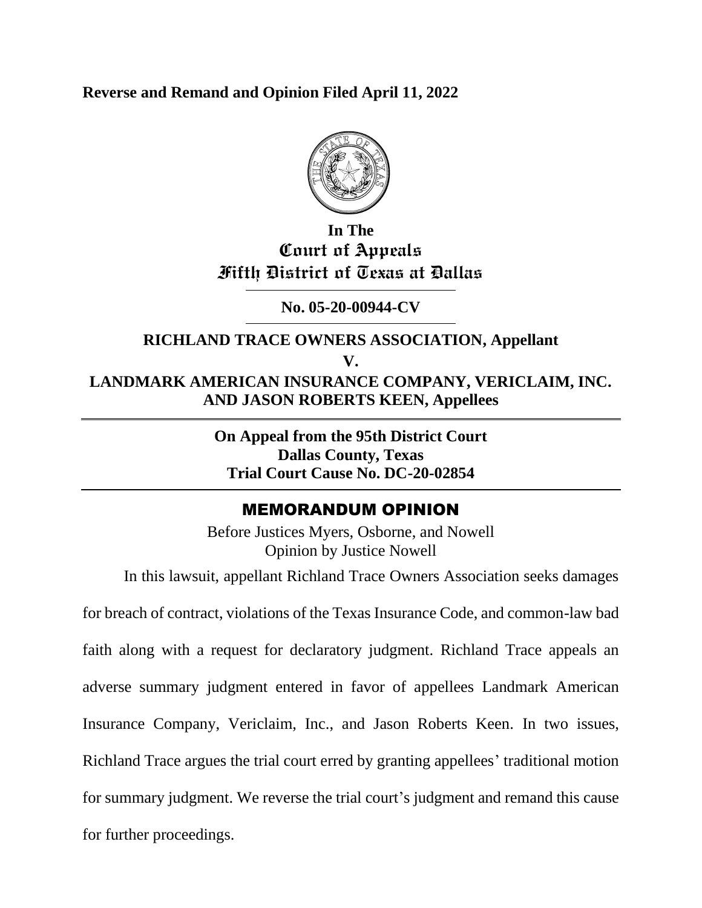**Reverse and Remand and Opinion Filed April 11, 2022**

**In The**
**Court of Appeals**
**Fifth District of Texas at Dallas**

---

**No. 05-20-00944-CV**

---

**RICHLAND TRACE OWNERS ASSOCIATION, Appellant**
**V.**
**LANDMARK AMERICAN INSURANCE COMPANY, VERICLAIM, INC. AND JASON ROBERTS KEEN, Appellees**

---

**On Appeal from the 95th District Court**
**Dallas County, Texas**
**Trial Court Cause No. DC-20-02854**

---

## MEMORANDUM OPINION

Before Justices Myers, Osborne, and Nowell
Opinion by Justice Nowell

In this lawsuit, appellant Richland Trace Owners Association seeks damages for breach of contract, violations of the Texas Insurance Code, and common-law bad faith along with a request for declaratory judgment. Richland Trace appeals an adverse summary judgment entered in favor of appellees Landmark American Insurance Company, Vericlaim, Inc., and Jason Roberts Keen. In two issues, Richland Trace argues the trial court erred by granting appellees' traditional motion for summary judgment. We reverse the trial court's judgment and remand this cause for further proceedings.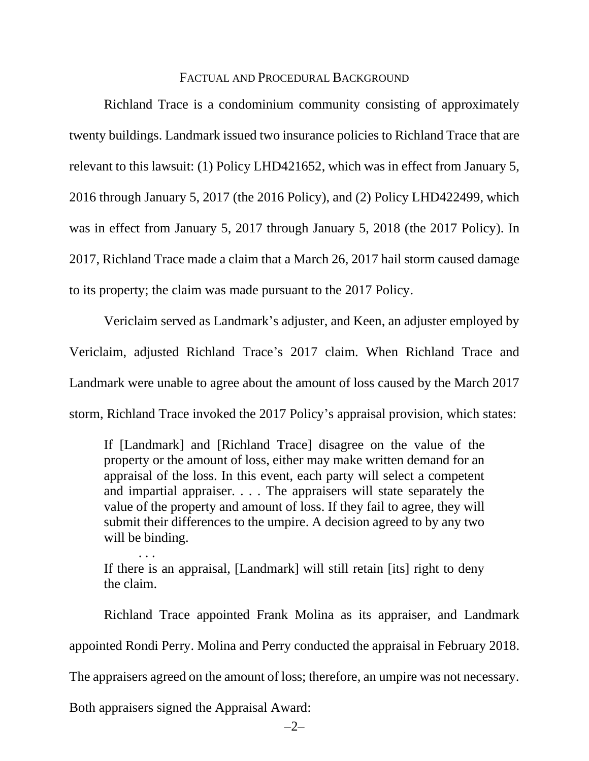## FACTUAL AND PROCEDURAL BACKGROUND

Richland Trace is a condominium community consisting of approximately twenty buildings. Landmark issued two insurance policies to Richland Trace that are relevant to this lawsuit: (1) Policy LHD421652, which was in effect from January 5, 2016 through January 5, 2017 (the 2016 Policy), and (2) Policy LHD422499, which was in effect from January 5, 2017 through January 5, 2018 (the 2017 Policy). In 2017, Richland Trace made a claim that a March 26, 2017 hail storm caused damage to its property; the claim was made pursuant to the 2017 Policy.

Vericlaim served as Landmark's adjuster, and Keen, an adjuster employed by Vericlaim, adjusted Richland Trace's 2017 claim. When Richland Trace and Landmark were unable to agree about the amount of loss caused by the March 2017 storm, Richland Trace invoked the 2017 Policy's appraisal provision, which states:

> If [Landmark] and [Richland Trace] disagree on the value of the property or the amount of loss, either may make written demand for an appraisal of the loss. In this event, each party will select a competent and impartial appraiser. . . . The appraisers will state separately the value of the property and amount of loss. If they fail to agree, they will submit their differences to the umpire. A decision agreed to by any two will be binding.
>
> . . .
>
> If there is an appraisal, [Landmark] will still retain [its] right to deny the claim.

Richland Trace appointed Frank Molina as its appraiser, and Landmark appointed Rondi Perry. Molina and Perry conducted the appraisal in February 2018. The appraisers agreed on the amount of loss; therefore, an umpire was not necessary. Both appraisers signed the Appraisal Award: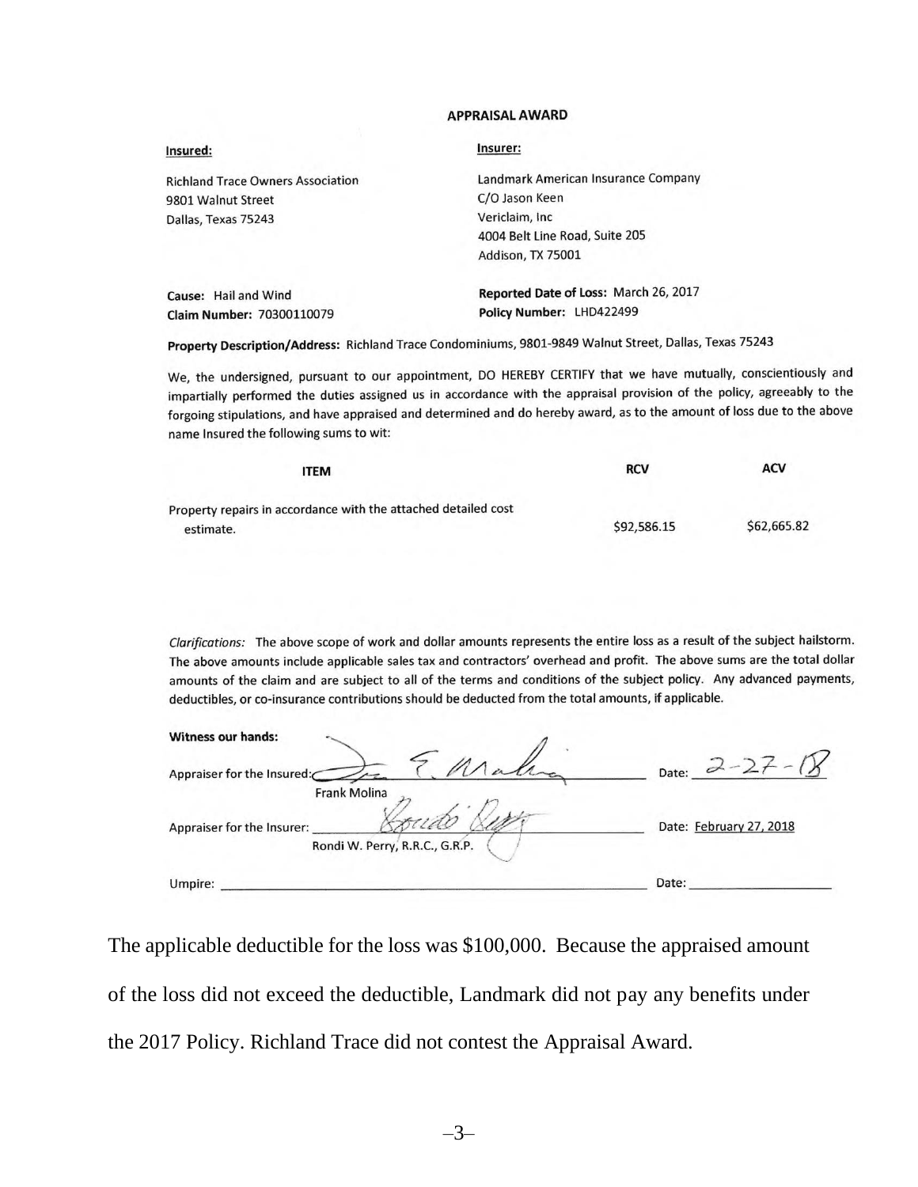**APPRAISAL AWARD**

| **Insured:** | **Insurer:** |
| --- | --- |
| Richland Trace Owners Association<br>9801 Walnut Street<br>Dallas, Texas 75243 | Landmark American Insurance Company<br>C/O Jason Keen<br>Vericlaim, Inc<br>4004 Belt Line Road, Suite 205<br>Addison, TX 75001 |
| **Cause:** Hail and Wind | **Reported Date of Loss:** March 26, 2017 |
| **Claim Number:** 70300110079 | **Policy Number:** LHD422499 |

**Property Description/Address:** Richland Trace Condominiums, 9801-9849 Walnut Street, Dallas, Texas 75243

We, the undersigned, pursuant to our appointment, DO HEREBY CERTIFY that we have mutually, conscientiously and impartially performed the duties assigned us in accordance with the appraisal provision of the policy, agreeably to the forgoing stipulations, and have appraised and determined and do hereby award, as to the amount of loss due to the above name Insured the following sums to wit:

| ITEM | RCV | ACV |
| --- | --- | --- |
| Property repairs in accordance with the attached detailed cost estimate. | $92,586.15 | $62,665.82 |

*Clarifications:* The above scope of work and dollar amounts represents the entire loss as a result of the subject hailstorm. The above amounts include applicable sales tax and contractors' overhead and profit. The above sums are the total dollar amounts of the claim and are subject to all of the terms and conditions of the subject policy. Any advanced payments, deductibles, or co-insurance contributions should be deducted from the total amounts, if applicable.

**Witness our hands:**

Appraiser for the Insured: F. Molina — Frank Molina — Date: 2-27-18

Appraiser for the Insurer: Rondi Perry — Rondi W. Perry, R.R.C., G.R.P. — Date: February 27, 2018

Umpire: ______________________ Date: ______________

The applicable deductible for the loss was $100,000. Because the appraised amount of the loss did not exceed the deductible, Landmark did not pay any benefits under the 2017 Policy. Richland Trace did not contest the Appraisal Award.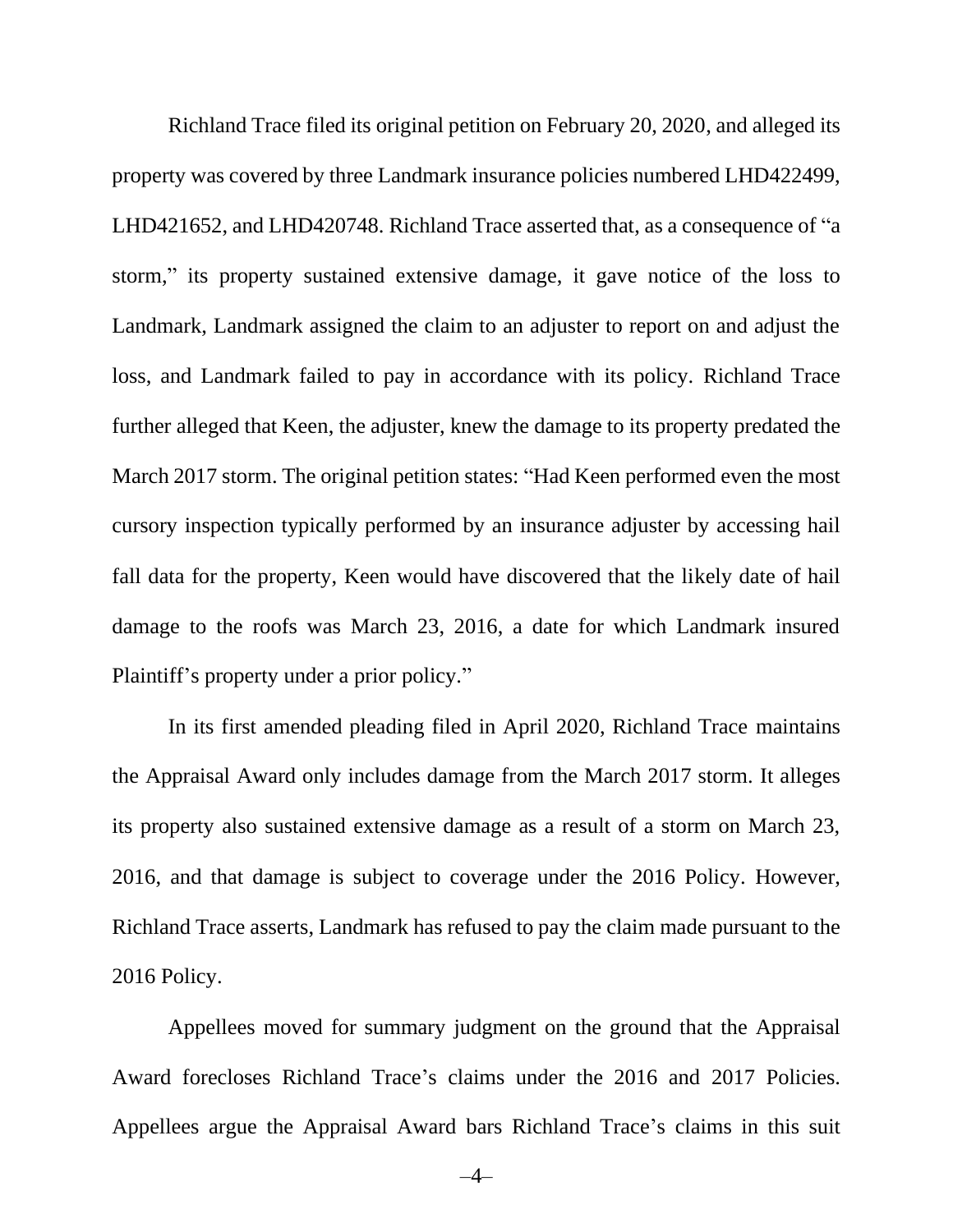Richland Trace filed its original petition on February 20, 2020, and alleged its property was covered by three Landmark insurance policies numbered LHD422499, LHD421652, and LHD420748. Richland Trace asserted that, as a consequence of "a storm," its property sustained extensive damage, it gave notice of the loss to Landmark, Landmark assigned the claim to an adjuster to report on and adjust the loss, and Landmark failed to pay in accordance with its policy. Richland Trace further alleged that Keen, the adjuster, knew the damage to its property predated the March 2017 storm. The original petition states: "Had Keen performed even the most cursory inspection typically performed by an insurance adjuster by accessing hail fall data for the property, Keen would have discovered that the likely date of hail damage to the roofs was March 23, 2016, a date for which Landmark insured Plaintiff's property under a prior policy."

In its first amended pleading filed in April 2020, Richland Trace maintains the Appraisal Award only includes damage from the March 2017 storm. It alleges its property also sustained extensive damage as a result of a storm on March 23, 2016, and that damage is subject to coverage under the 2016 Policy. However, Richland Trace asserts, Landmark has refused to pay the claim made pursuant to the 2016 Policy.

Appellees moved for summary judgment on the ground that the Appraisal Award forecloses Richland Trace's claims under the 2016 and 2017 Policies. Appellees argue the Appraisal Award bars Richland Trace's claims in this suit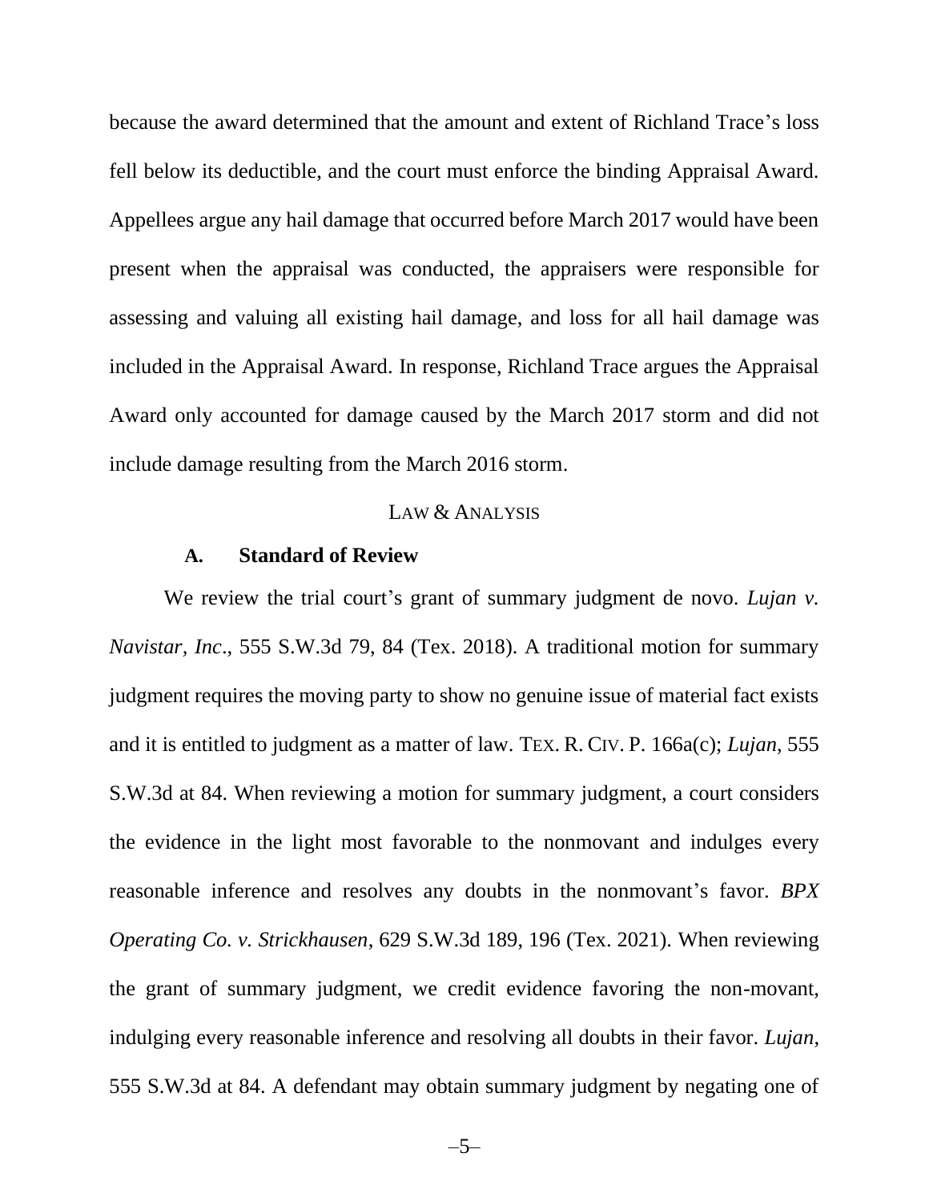because the award determined that the amount and extent of Richland Trace's loss fell below its deductible, and the court must enforce the binding Appraisal Award. Appellees argue any hail damage that occurred before March 2017 would have been present when the appraisal was conducted, the appraisers were responsible for assessing and valuing all existing hail damage, and loss for all hail damage was included in the Appraisal Award. In response, Richland Trace argues the Appraisal Award only accounted for damage caused by the March 2017 storm and did not include damage resulting from the March 2016 storm.

## LAW & ANALYSIS

### A. Standard of Review

We review the trial court's grant of summary judgment de novo. *Lujan v. Navistar, Inc*., 555 S.W.3d 79, 84 (Tex. 2018). A traditional motion for summary judgment requires the moving party to show no genuine issue of material fact exists and it is entitled to judgment as a matter of law. TEX. R. CIV. P. 166a(c); *Lujan*, 555 S.W.3d at 84. When reviewing a motion for summary judgment, a court considers the evidence in the light most favorable to the nonmovant and indulges every reasonable inference and resolves any doubts in the nonmovant's favor. *BPX Operating Co. v. Strickhausen*, 629 S.W.3d 189, 196 (Tex. 2021). When reviewing the grant of summary judgment, we credit evidence favoring the non-movant, indulging every reasonable inference and resolving all doubts in their favor. *Lujan*, 555 S.W.3d at 84. A defendant may obtain summary judgment by negating one of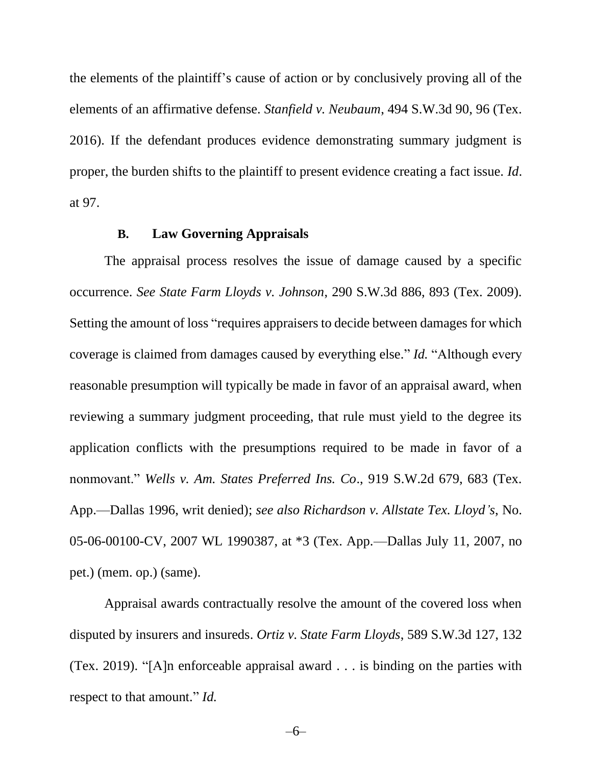the elements of the plaintiff's cause of action or by conclusively proving all of the elements of an affirmative defense. *Stanfield v. Neubaum*, 494 S.W.3d 90, 96 (Tex. 2016). If the defendant produces evidence demonstrating summary judgment is proper, the burden shifts to the plaintiff to present evidence creating a fact issue. *Id*. at 97.

### B. Law Governing Appraisals

The appraisal process resolves the issue of damage caused by a specific occurrence. *See State Farm Lloyds v. Johnson*, 290 S.W.3d 886, 893 (Tex. 2009). Setting the amount of loss "requires appraisers to decide between damages for which coverage is claimed from damages caused by everything else." *Id.* "Although every reasonable presumption will typically be made in favor of an appraisal award, when reviewing a summary judgment proceeding, that rule must yield to the degree its application conflicts with the presumptions required to be made in favor of a nonmovant." *Wells v. Am. States Preferred Ins. Co*., 919 S.W.2d 679, 683 (Tex. App.—Dallas 1996, writ denied); *see also Richardson v. Allstate Tex. Lloyd's*, No. 05-06-00100-CV, 2007 WL 1990387, at *3 (Tex. App.—Dallas July 11, 2007, no pet.) (mem. op.) (same).

Appraisal awards contractually resolve the amount of the covered loss when disputed by insurers and insureds. *Ortiz v. State Farm Lloyds*, 589 S.W.3d 127, 132 (Tex. 2019). "[A]n enforceable appraisal award . . . is binding on the parties with respect to that amount." *Id.*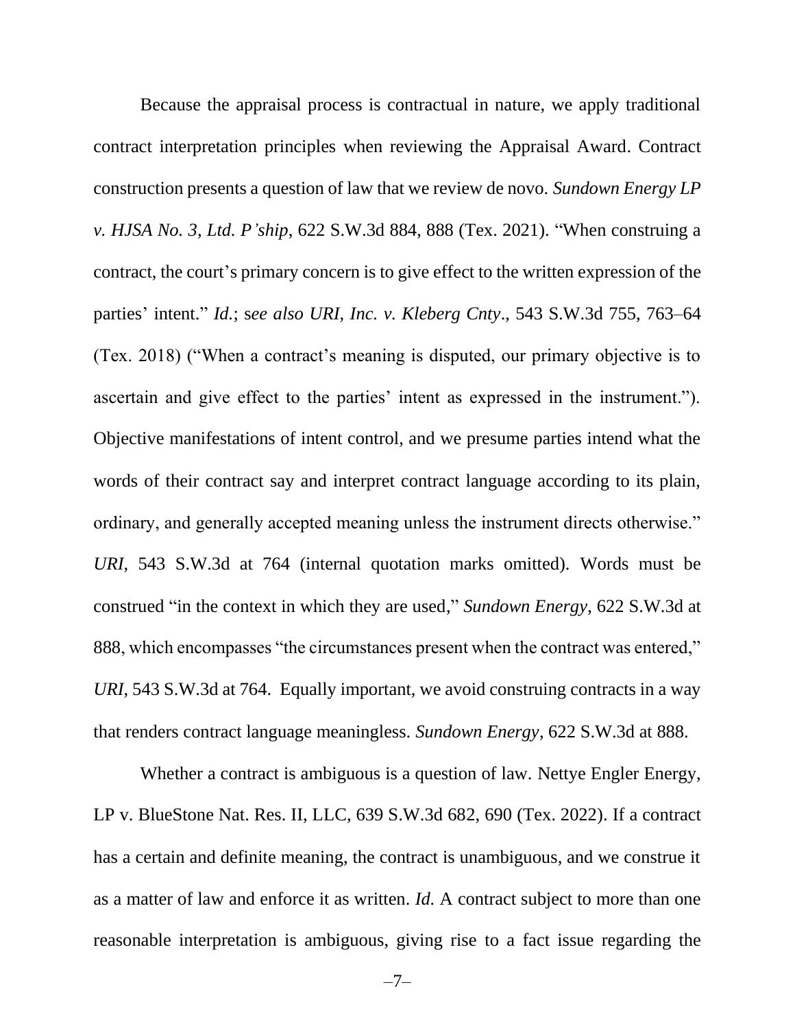Because the appraisal process is contractual in nature, we apply traditional contract interpretation principles when reviewing the Appraisal Award. Contract construction presents a question of law that we review de novo. *Sundown Energy LP v. HJSA No. 3, Ltd. P'ship*, 622 S.W.3d 884, 888 (Tex. 2021). "When construing a contract, the court's primary concern is to give effect to the written expression of the parties' intent." *Id.*; s*ee also URI, Inc. v. Kleberg Cnty*., 543 S.W.3d 755, 763–64 (Tex. 2018) ("When a contract's meaning is disputed, our primary objective is to ascertain and give effect to the parties' intent as expressed in the instrument."). Objective manifestations of intent control, and we presume parties intend what the words of their contract say and interpret contract language according to its plain, ordinary, and generally accepted meaning unless the instrument directs otherwise." *URI*, 543 S.W.3d at 764 (internal quotation marks omitted). Words must be construed "in the context in which they are used," *Sundown Energy*, 622 S.W.3d at 888, which encompasses "the circumstances present when the contract was entered," *URI*, 543 S.W.3d at 764. Equally important, we avoid construing contracts in a way that renders contract language meaningless. *Sundown Energy*, 622 S.W.3d at 888.

Whether a contract is ambiguous is a question of law. Nettye Engler Energy, LP v. BlueStone Nat. Res. II, LLC, 639 S.W.3d 682, 690 (Tex. 2022). If a contract has a certain and definite meaning, the contract is unambiguous, and we construe it as a matter of law and enforce it as written. *Id.* A contract subject to more than one reasonable interpretation is ambiguous, giving rise to a fact issue regarding the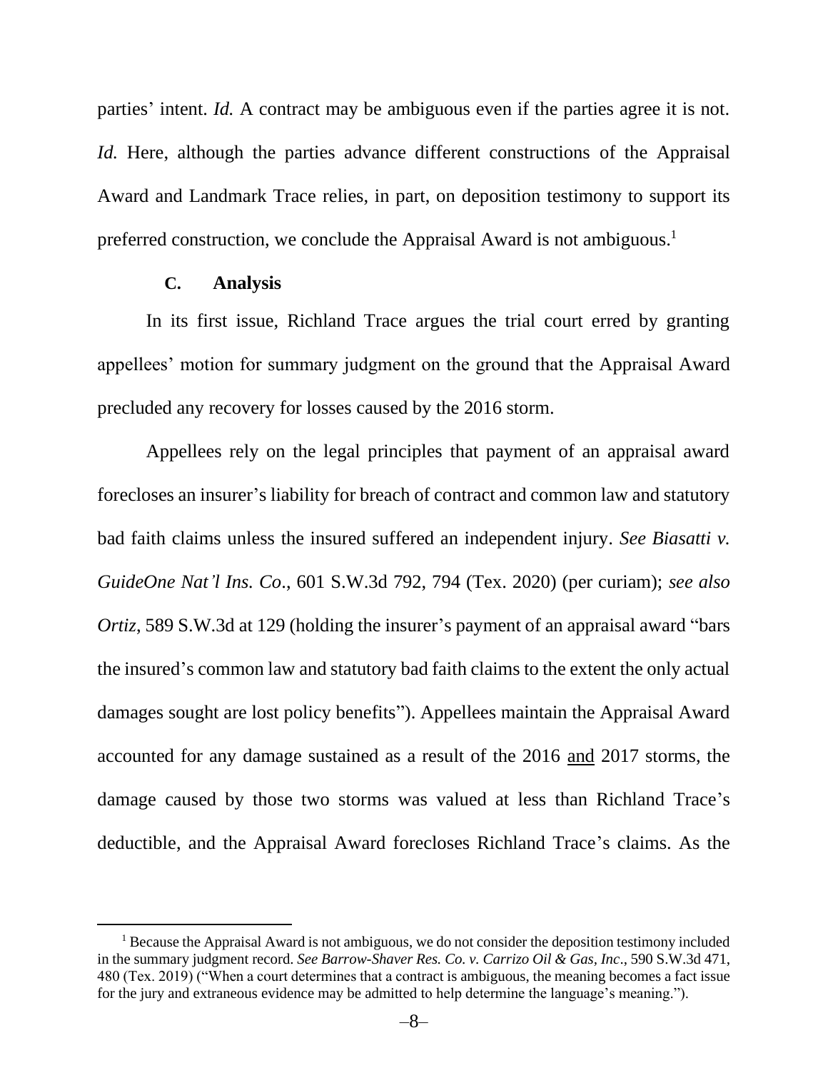parties' intent. *Id.* A contract may be ambiguous even if the parties agree it is not. *Id.* Here, although the parties advance different constructions of the Appraisal Award and Landmark Trace relies, in part, on deposition testimony to support its preferred construction, we conclude the Appraisal Award is not ambiguous.[1]

### C. Analysis

In its first issue, Richland Trace argues the trial court erred by granting appellees' motion for summary judgment on the ground that the Appraisal Award precluded any recovery for losses caused by the 2016 storm.

Appellees rely on the legal principles that payment of an appraisal award forecloses an insurer's liability for breach of contract and common law and statutory bad faith claims unless the insured suffered an independent injury. *See Biasatti v. GuideOne Nat'l Ins. Co.*, 601 S.W.3d 792, 794 (Tex. 2020) (per curiam); *see also Ortiz*, 589 S.W.3d at 129 (holding the insurer's payment of an appraisal award "bars the insured's common law and statutory bad faith claims to the extent the only actual damages sought are lost policy benefits"). Appellees maintain the Appraisal Award accounted for any damage sustained as a result of the 2016 <u>and</u> 2017 storms, the damage caused by those two storms was valued at less than Richland Trace's deductible, and the Appraisal Award forecloses Richland Trace's claims. As the

---

[1] Because the Appraisal Award is not ambiguous, we do not consider the deposition testimony included in the summary judgment record. *See Barrow-Shaver Res. Co. v. Carrizo Oil & Gas, Inc.*, 590 S.W.3d 471, 480 (Tex. 2019) ("When a court determines that a contract is ambiguous, the meaning becomes a fact issue for the jury and extraneous evidence may be admitted to help determine the language's meaning.").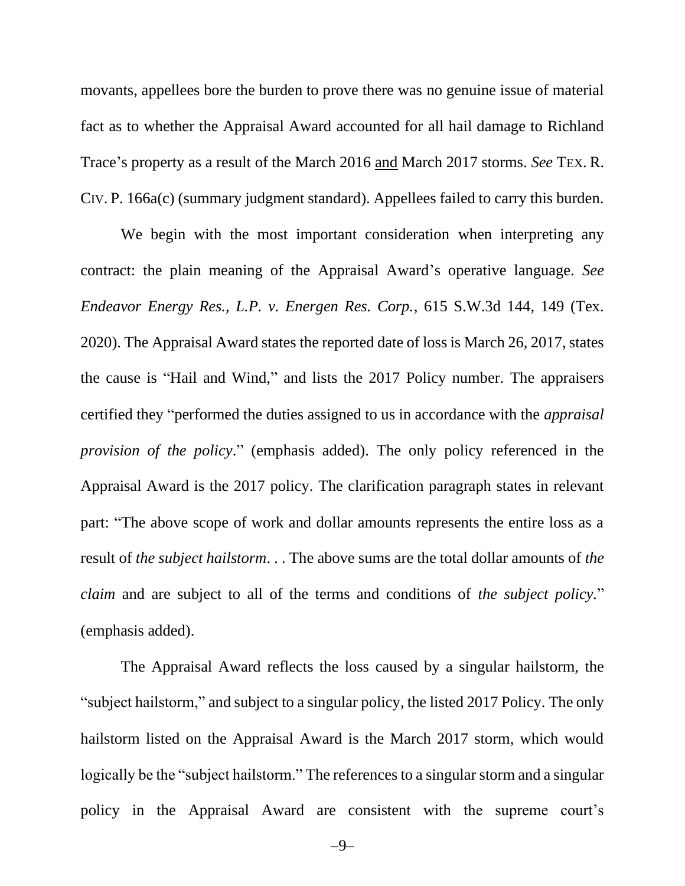movants, appellees bore the burden to prove there was no genuine issue of material fact as to whether the Appraisal Award accounted for all hail damage to Richland Trace's property as a result of the March 2016 and March 2017 storms. *See* TEX. R. CIV. P. 166a(c) (summary judgment standard). Appellees failed to carry this burden.

We begin with the most important consideration when interpreting any contract: the plain meaning of the Appraisal Award's operative language. *See Endeavor Energy Res., L.P. v. Energen Res. Corp.*, 615 S.W.3d 144, 149 (Tex. 2020). The Appraisal Award states the reported date of loss is March 26, 2017, states the cause is "Hail and Wind," and lists the 2017 Policy number. The appraisers certified they "performed the duties assigned to us in accordance with the *appraisal provision of the policy*." (emphasis added). The only policy referenced in the Appraisal Award is the 2017 policy. The clarification paragraph states in relevant part: "The above scope of work and dollar amounts represents the entire loss as a result of *the subject hailstorm*. . . The above sums are the total dollar amounts of *the claim* and are subject to all of the terms and conditions of *the subject policy*." (emphasis added).

The Appraisal Award reflects the loss caused by a singular hailstorm, the "subject hailstorm," and subject to a singular policy, the listed 2017 Policy. The only hailstorm listed on the Appraisal Award is the March 2017 storm, which would logically be the "subject hailstorm." The references to a singular storm and a singular policy in the Appraisal Award are consistent with the supreme court's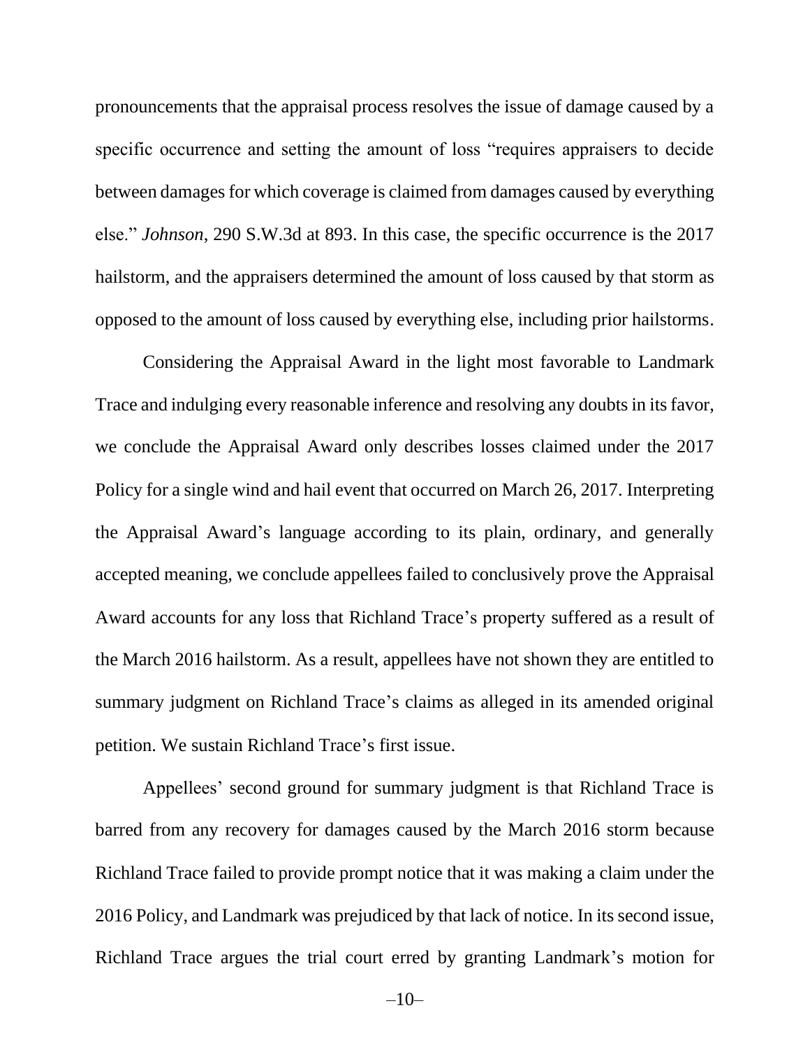pronouncements that the appraisal process resolves the issue of damage caused by a specific occurrence and setting the amount of loss "requires appraisers to decide between damages for which coverage is claimed from damages caused by everything else." *Johnson*, 290 S.W.3d at 893. In this case, the specific occurrence is the 2017 hailstorm, and the appraisers determined the amount of loss caused by that storm as opposed to the amount of loss caused by everything else, including prior hailstorms.

Considering the Appraisal Award in the light most favorable to Landmark Trace and indulging every reasonable inference and resolving any doubts in its favor, we conclude the Appraisal Award only describes losses claimed under the 2017 Policy for a single wind and hail event that occurred on March 26, 2017. Interpreting the Appraisal Award's language according to its plain, ordinary, and generally accepted meaning, we conclude appellees failed to conclusively prove the Appraisal Award accounts for any loss that Richland Trace's property suffered as a result of the March 2016 hailstorm. As a result, appellees have not shown they are entitled to summary judgment on Richland Trace's claims as alleged in its amended original petition. We sustain Richland Trace's first issue.

Appellees' second ground for summary judgment is that Richland Trace is barred from any recovery for damages caused by the March 2016 storm because Richland Trace failed to provide prompt notice that it was making a claim under the 2016 Policy, and Landmark was prejudiced by that lack of notice. In its second issue, Richland Trace argues the trial court erred by granting Landmark's motion for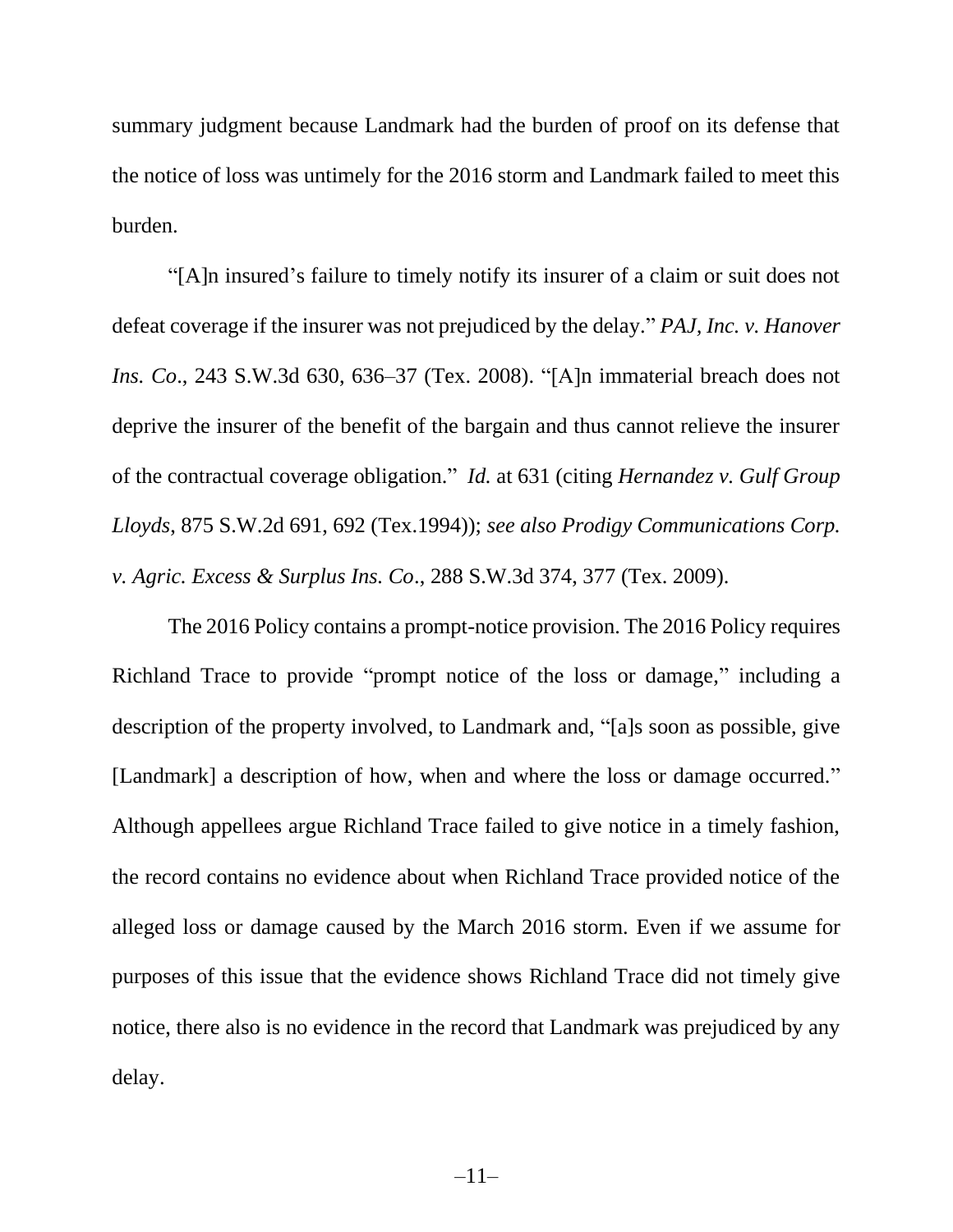summary judgment because Landmark had the burden of proof on its defense that the notice of loss was untimely for the 2016 storm and Landmark failed to meet this burden.

"[A]n insured's failure to timely notify its insurer of a claim or suit does not defeat coverage if the insurer was not prejudiced by the delay." *PAJ, Inc. v. Hanover Ins. Co*., 243 S.W.3d 630, 636–37 (Tex. 2008). "[A]n immaterial breach does not deprive the insurer of the benefit of the bargain and thus cannot relieve the insurer of the contractual coverage obligation." *Id.* at 631 (citing *Hernandez v. Gulf Group Lloyds*, 875 S.W.2d 691, 692 (Tex.1994)); *see also Prodigy Communications Corp. v. Agric. Excess & Surplus Ins. Co*., 288 S.W.3d 374, 377 (Tex. 2009).

The 2016 Policy contains a prompt-notice provision. The 2016 Policy requires Richland Trace to provide "prompt notice of the loss or damage," including a description of the property involved, to Landmark and, "[a]s soon as possible, give [Landmark] a description of how, when and where the loss or damage occurred." Although appellees argue Richland Trace failed to give notice in a timely fashion, the record contains no evidence about when Richland Trace provided notice of the alleged loss or damage caused by the March 2016 storm. Even if we assume for purposes of this issue that the evidence shows Richland Trace did not timely give notice, there also is no evidence in the record that Landmark was prejudiced by any delay.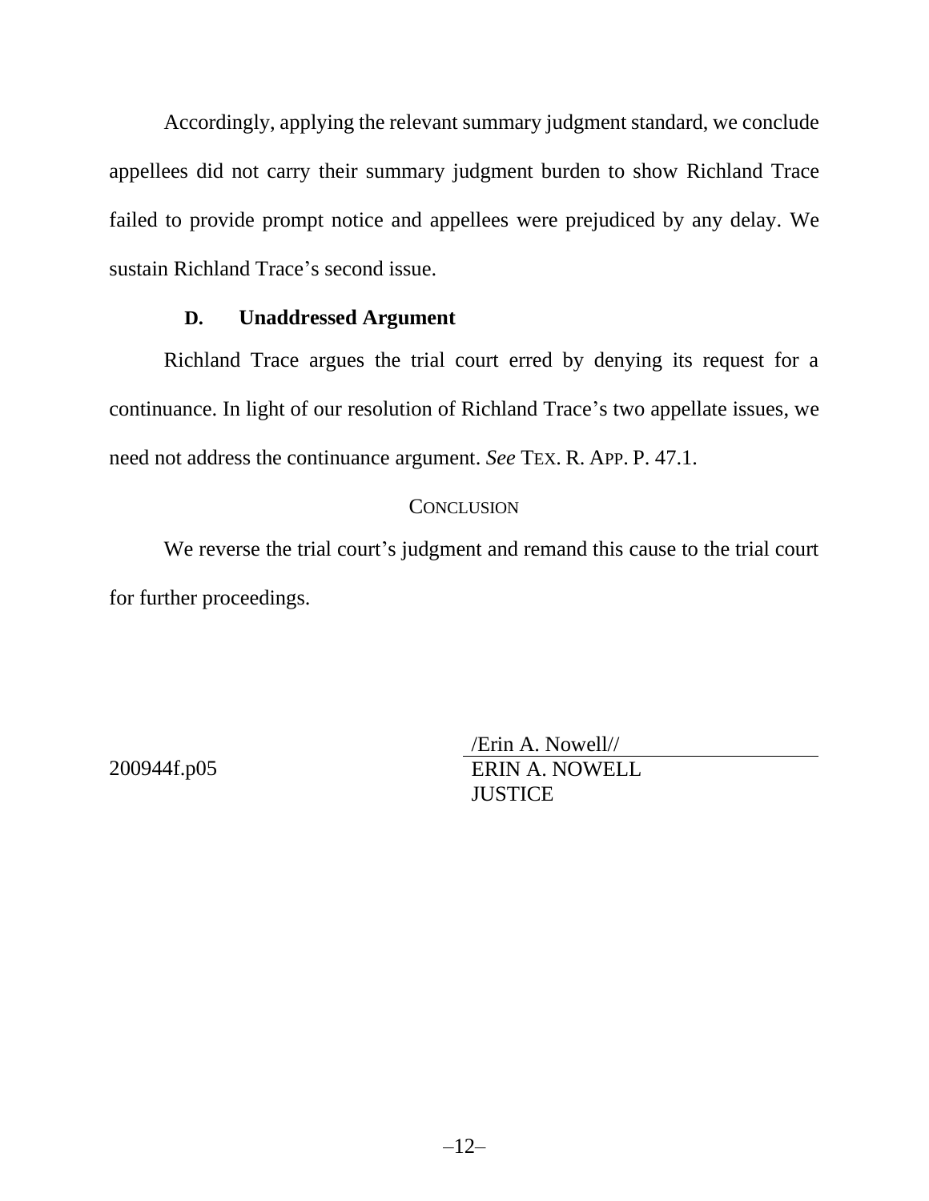Accordingly, applying the relevant summary judgment standard, we conclude appellees did not carry their summary judgment burden to show Richland Trace failed to provide prompt notice and appellees were prejudiced by any delay. We sustain Richland Trace's second issue.

### D. Unaddressed Argument

Richland Trace argues the trial court erred by denying its request for a continuance. In light of our resolution of Richland Trace's two appellate issues, we need not address the continuance argument. *See* TEX. R. APP. P. 47.1.

## CONCLUSION

We reverse the trial court's judgment and remand this cause to the trial court for further proceedings.

/Erin A. Nowell//
ERIN A. NOWELL
JUSTICE

200944f.p05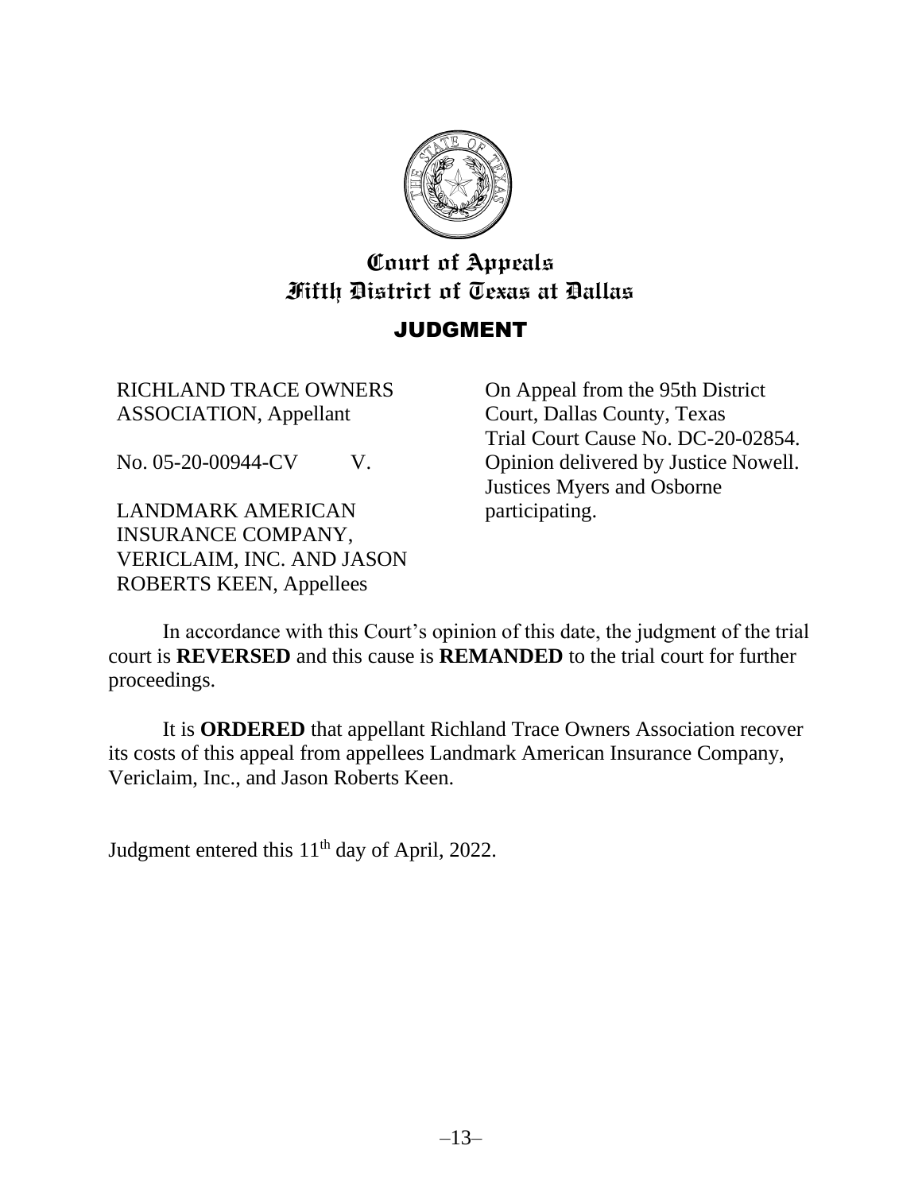# Court of Appeals
# Fifth District of Texas at Dallas

## JUDGMENT

RICHLAND TRACE OWNERS ASSOCIATION, Appellant

No. 05-20-00944-CV V.

LANDMARK AMERICAN INSURANCE COMPANY, VERICLAIM, INC. AND JASON ROBERTS KEEN, Appellees

On Appeal from the 95th District Court, Dallas County, Texas
Trial Court Cause No. DC-20-02854.
Opinion delivered by Justice Nowell. Justices Myers and Osborne participating.

In accordance with this Court's opinion of this date, the judgment of the trial court is **REVERSED** and this cause is **REMANDED** to the trial court for further proceedings.

It is **ORDERED** that appellant Richland Trace Owners Association recover its costs of this appeal from appellees Landmark American Insurance Company, Vericlaim, Inc., and Jason Roberts Keen.

Judgment entered this 11th day of April, 2022.